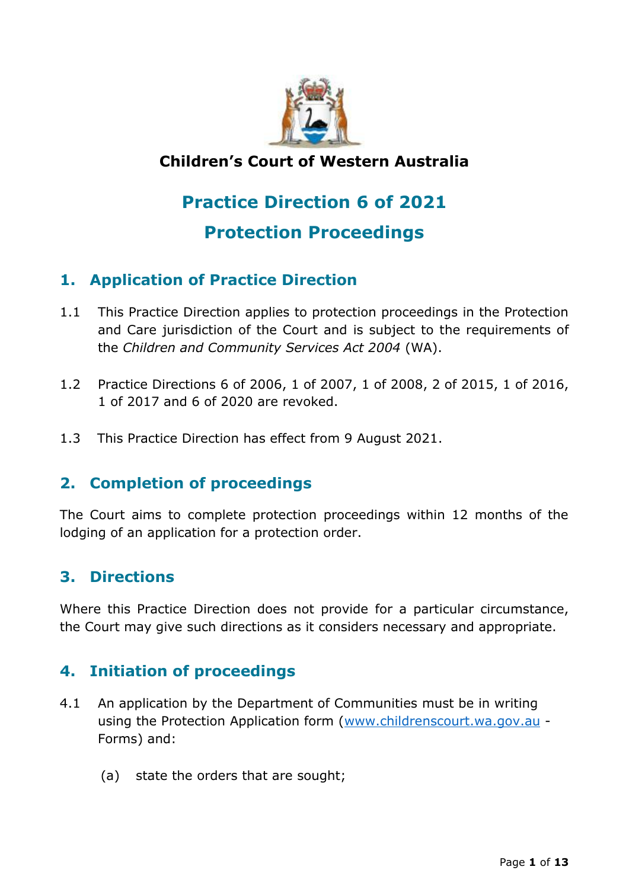**Children's Court of Western Australia**

# Practice Direction 6 of 2021

# Protection Proceedings

## 1. Application of Practice Direction

1.1 This Practice Direction applies to protection proceedings in the Protection and Care jurisdiction of the Court and is subject to the requirements of the *Children and Community Services Act 2004* (WA).

1.2 Practice Directions 6 of 2006, 1 of 2007, 1 of 2008, 2 of 2015, 1 of 2016, 1 of 2017 and 6 of 2020 are revoked.

1.3 This Practice Direction has effect from 9 August 2021.

## 2. Completion of proceedings

The Court aims to complete protection proceedings within 12 months of the lodging of an application for a protection order.

## 3. Directions

Where this Practice Direction does not provide for a particular circumstance, the Court may give such directions as it considers necessary and appropriate.

## 4. Initiation of proceedings

4.1 An application by the Department of Communities must be in writing using the Protection Application form (www.childrenscourt.wa.gov.au - Forms) and:

(a) state the orders that are sought;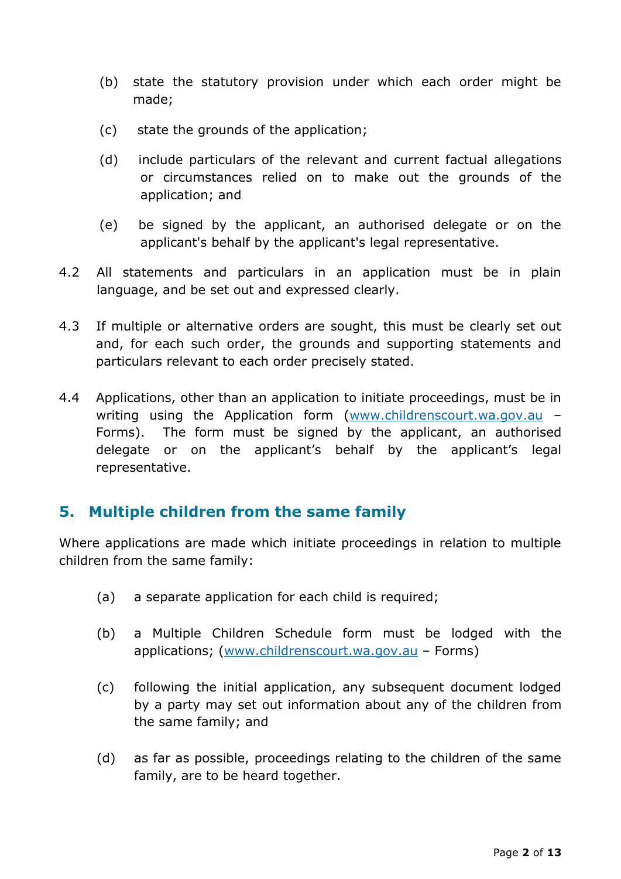(b) state the statutory provision under which each order might be made;

(c) state the grounds of the application;

(d) include particulars of the relevant and current factual allegations or circumstances relied on to make out the grounds of the application; and

(e) be signed by the applicant, an authorised delegate or on the applicant's behalf by the applicant's legal representative.

4.2 All statements and particulars in an application must be in plain language, and be set out and expressed clearly.

4.3 If multiple or alternative orders are sought, this must be clearly set out and, for each such order, the grounds and supporting statements and particulars relevant to each order precisely stated.

4.4 Applications, other than an application to initiate proceedings, must be in writing using the Application form (www.childrenscourt.wa.gov.au – Forms). The form must be signed by the applicant, an authorised delegate or on the applicant's behalf by the applicant's legal representative.

## 5. Multiple children from the same family

Where applications are made which initiate proceedings in relation to multiple children from the same family:

(a) a separate application for each child is required;

(b) a Multiple Children Schedule form must be lodged with the applications; (www.childrenscourt.wa.gov.au – Forms)

(c) following the initial application, any subsequent document lodged by a party may set out information about any of the children from the same family; and

(d) as far as possible, proceedings relating to the children of the same family, are to be heard together.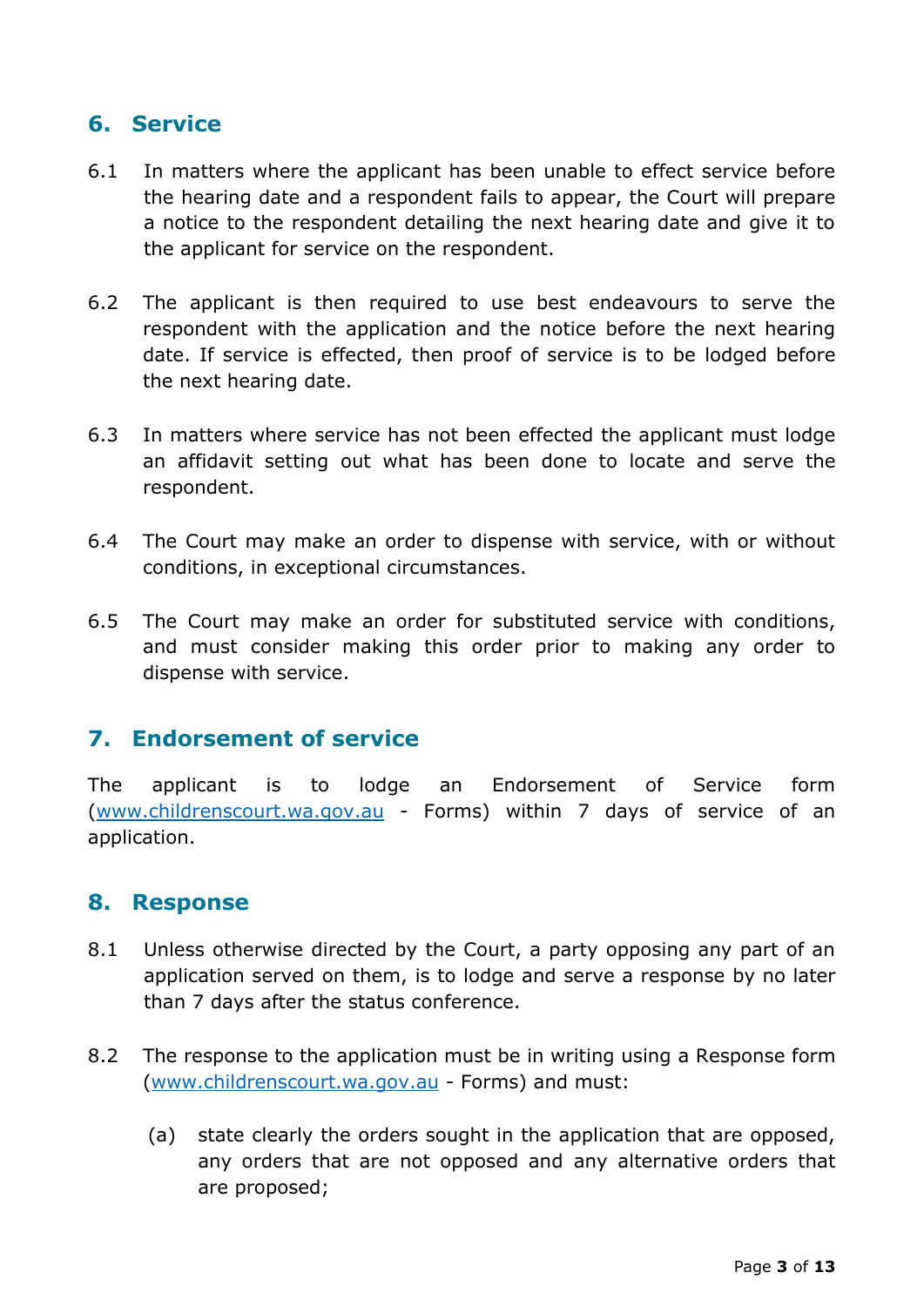## 6. Service

6.1 In matters where the applicant has been unable to effect service before the hearing date and a respondent fails to appear, the Court will prepare a notice to the respondent detailing the next hearing date and give it to the applicant for service on the respondent.

6.2 The applicant is then required to use best endeavours to serve the respondent with the application and the notice before the next hearing date. If service is effected, then proof of service is to be lodged before the next hearing date.

6.3 In matters where service has not been effected the applicant must lodge an affidavit setting out what has been done to locate and serve the respondent.

6.4 The Court may make an order to dispense with service, with or without conditions, in exceptional circumstances.

6.5 The Court may make an order for substituted service with conditions, and must consider making this order prior to making any order to dispense with service.

## 7. Endorsement of service

The applicant is to lodge an Endorsement of Service form (www.childrenscourt.wa.gov.au - Forms) within 7 days of service of an application.

## 8. Response

8.1 Unless otherwise directed by the Court, a party opposing any part of an application served on them, is to lodge and serve a response by no later than 7 days after the status conference.

8.2 The response to the application must be in writing using a Response form (www.childrenscourt.wa.gov.au - Forms) and must:

(a) state clearly the orders sought in the application that are opposed, any orders that are not opposed and any alternative orders that are proposed;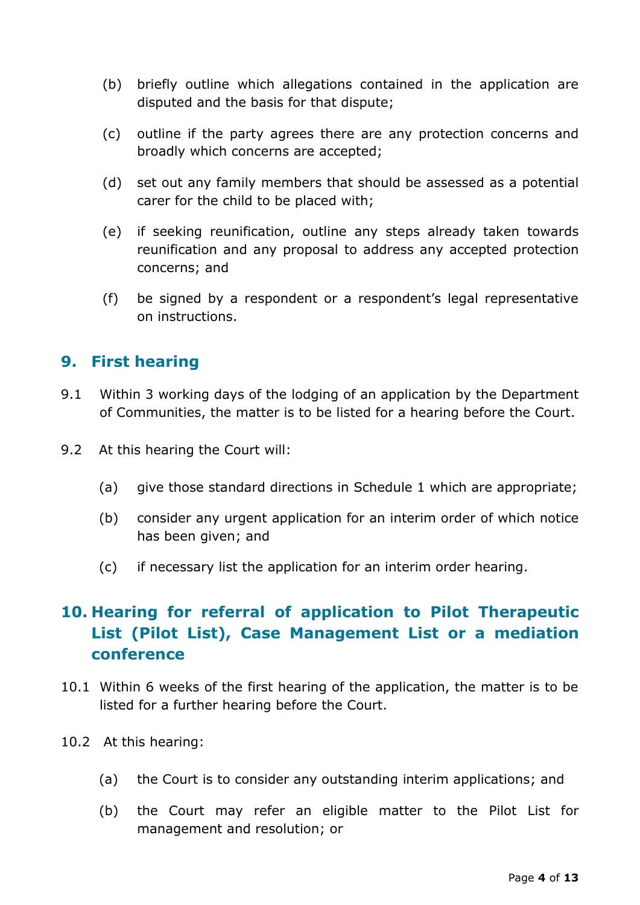(b) briefly outline which allegations contained in the application are disputed and the basis for that dispute;

(c) outline if the party agrees there are any protection concerns and broadly which concerns are accepted;

(d) set out any family members that should be assessed as a potential carer for the child to be placed with;

(e) if seeking reunification, outline any steps already taken towards reunification and any proposal to address any accepted protection concerns; and

(f) be signed by a respondent or a respondent's legal representative on instructions.

## 9. First hearing

9.1 Within 3 working days of the lodging of an application by the Department of Communities, the matter is to be listed for a hearing before the Court.

9.2 At this hearing the Court will:

(a) give those standard directions in Schedule 1 which are appropriate;

(b) consider any urgent application for an interim order of which notice has been given; and

(c) if necessary list the application for an interim order hearing.

## 10. Hearing for referral of application to Pilot Therapeutic List (Pilot List), Case Management List or a mediation conference

10.1 Within 6 weeks of the first hearing of the application, the matter is to be listed for a further hearing before the Court.

10.2 At this hearing:

(a) the Court is to consider any outstanding interim applications; and

(b) the Court may refer an eligible matter to the Pilot List for management and resolution; or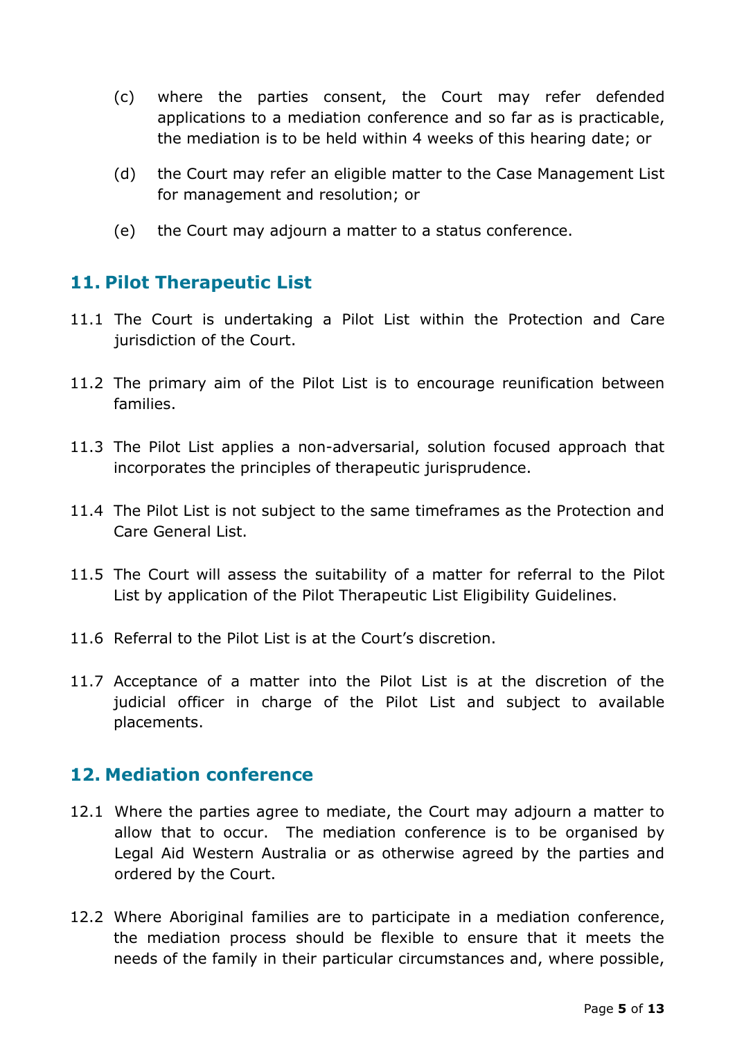(c) where the parties consent, the Court may refer defended applications to a mediation conference and so far as is practicable, the mediation is to be held within 4 weeks of this hearing date; or

(d) the Court may refer an eligible matter to the Case Management List for management and resolution; or

(e) the Court may adjourn a matter to a status conference.

## 11. Pilot Therapeutic List

11.1 The Court is undertaking a Pilot List within the Protection and Care jurisdiction of the Court.

11.2 The primary aim of the Pilot List is to encourage reunification between families.

11.3 The Pilot List applies a non-adversarial, solution focused approach that incorporates the principles of therapeutic jurisprudence.

11.4 The Pilot List is not subject to the same timeframes as the Protection and Care General List.

11.5 The Court will assess the suitability of a matter for referral to the Pilot List by application of the Pilot Therapeutic List Eligibility Guidelines.

11.6 Referral to the Pilot List is at the Court's discretion.

11.7 Acceptance of a matter into the Pilot List is at the discretion of the judicial officer in charge of the Pilot List and subject to available placements.

## 12. Mediation conference

12.1 Where the parties agree to mediate, the Court may adjourn a matter to allow that to occur. The mediation conference is to be organised by Legal Aid Western Australia or as otherwise agreed by the parties and ordered by the Court.

12.2 Where Aboriginal families are to participate in a mediation conference, the mediation process should be flexible to ensure that it meets the needs of the family in their particular circumstances and, where possible,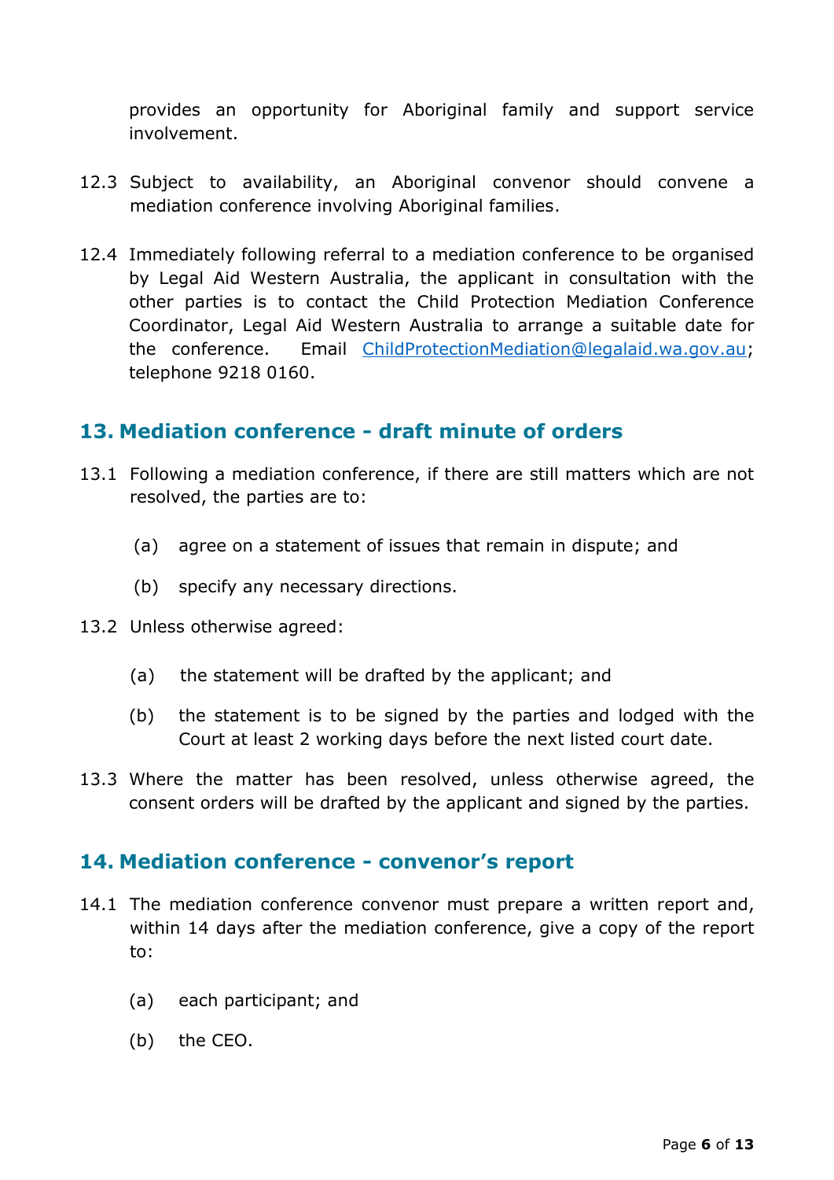provides an opportunity for Aboriginal family and support service involvement.

12.3 Subject to availability, an Aboriginal convenor should convene a mediation conference involving Aboriginal families.

12.4 Immediately following referral to a mediation conference to be organised by Legal Aid Western Australia, the applicant in consultation with the other parties is to contact the Child Protection Mediation Conference Coordinator, Legal Aid Western Australia to arrange a suitable date for the conference. Email [ChildProtectionMediation@legalaid.wa.gov.au](mailto:ChildProtectionMediation@legalaid.wa.gov.au); telephone 9218 0160.

## 13. Mediation conference - draft minute of orders

13.1 Following a mediation conference, if there are still matters which are not resolved, the parties are to:

(a) agree on a statement of issues that remain in dispute; and

(b) specify any necessary directions.

13.2 Unless otherwise agreed:

(a) the statement will be drafted by the applicant; and

(b) the statement is to be signed by the parties and lodged with the Court at least 2 working days before the next listed court date.

13.3 Where the matter has been resolved, unless otherwise agreed, the consent orders will be drafted by the applicant and signed by the parties.

## 14. Mediation conference - convenor's report

14.1 The mediation conference convenor must prepare a written report and, within 14 days after the mediation conference, give a copy of the report to:

(a) each participant; and

(b) the CEO.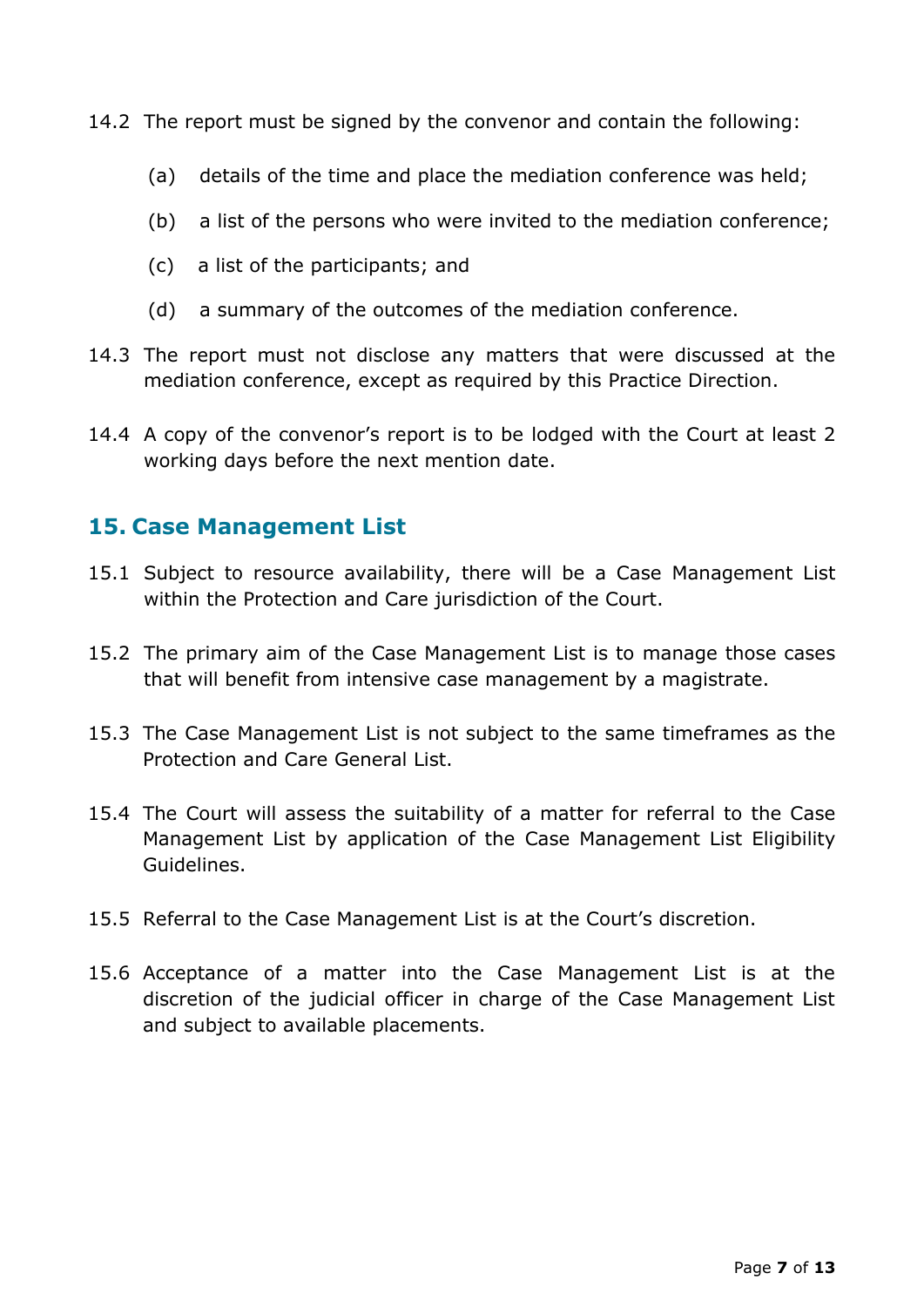14.2 The report must be signed by the convenor and contain the following:

(a) details of the time and place the mediation conference was held;

(b) a list of the persons who were invited to the mediation conference;

(c) a list of the participants; and

(d) a summary of the outcomes of the mediation conference.

14.3 The report must not disclose any matters that were discussed at the mediation conference, except as required by this Practice Direction.

14.4 A copy of the convenor's report is to be lodged with the Court at least 2 working days before the next mention date.

## 15. Case Management List

15.1 Subject to resource availability, there will be a Case Management List within the Protection and Care jurisdiction of the Court.

15.2 The primary aim of the Case Management List is to manage those cases that will benefit from intensive case management by a magistrate.

15.3 The Case Management List is not subject to the same timeframes as the Protection and Care General List.

15.4 The Court will assess the suitability of a matter for referral to the Case Management List by application of the Case Management List Eligibility Guidelines.

15.5 Referral to the Case Management List is at the Court's discretion.

15.6 Acceptance of a matter into the Case Management List is at the discretion of the judicial officer in charge of the Case Management List and subject to available placements.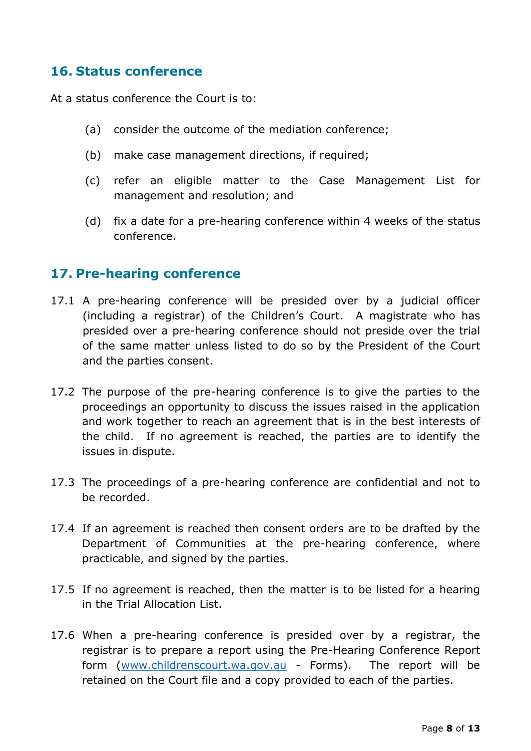## 16. Status conference

At a status conference the Court is to:

(a) consider the outcome of the mediation conference;

(b) make case management directions, if required;

(c) refer an eligible matter to the Case Management List for management and resolution; and

(d) fix a date for a pre-hearing conference within 4 weeks of the status conference.

## 17. Pre-hearing conference

17.1 A pre-hearing conference will be presided over by a judicial officer (including a registrar) of the Children's Court. A magistrate who has presided over a pre-hearing conference should not preside over the trial of the same matter unless listed to do so by the President of the Court and the parties consent.

17.2 The purpose of the pre-hearing conference is to give the parties to the proceedings an opportunity to discuss the issues raised in the application and work together to reach an agreement that is in the best interests of the child. If no agreement is reached, the parties are to identify the issues in dispute.

17.3 The proceedings of a pre-hearing conference are confidential and not to be recorded.

17.4 If an agreement is reached then consent orders are to be drafted by the Department of Communities at the pre-hearing conference, where practicable, and signed by the parties.

17.5 If no agreement is reached, then the matter is to be listed for a hearing in the Trial Allocation List.

17.6 When a pre-hearing conference is presided over by a registrar, the registrar is to prepare a report using the Pre-Hearing Conference Report form ([www.childrenscourt.wa.gov.au](http://www.childrenscourt.wa.gov.au) - Forms). The report will be retained on the Court file and a copy provided to each of the parties.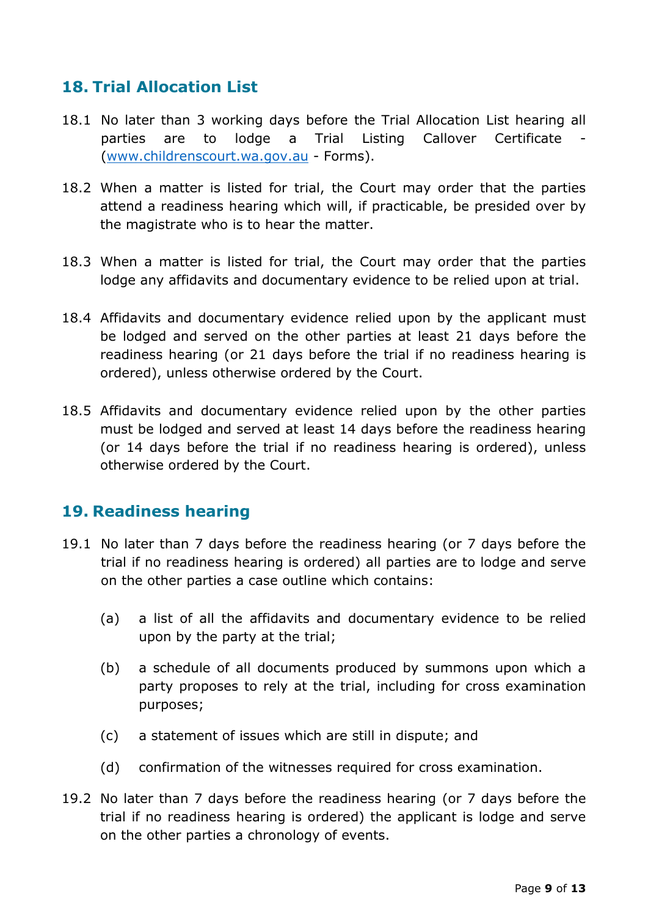## 18. Trial Allocation List

18.1 No later than 3 working days before the Trial Allocation List hearing all parties are to lodge a Trial Listing Callover Certificate - ([www.childrenscourt.wa.gov.au](http://www.childrenscourt.wa.gov.au) - Forms).

18.2 When a matter is listed for trial, the Court may order that the parties attend a readiness hearing which will, if practicable, be presided over by the magistrate who is to hear the matter.

18.3 When a matter is listed for trial, the Court may order that the parties lodge any affidavits and documentary evidence to be relied upon at trial.

18.4 Affidavits and documentary evidence relied upon by the applicant must be lodged and served on the other parties at least 21 days before the readiness hearing (or 21 days before the trial if no readiness hearing is ordered), unless otherwise ordered by the Court.

18.5 Affidavits and documentary evidence relied upon by the other parties must be lodged and served at least 14 days before the readiness hearing (or 14 days before the trial if no readiness hearing is ordered), unless otherwise ordered by the Court.

## 19. Readiness hearing

19.1 No later than 7 days before the readiness hearing (or 7 days before the trial if no readiness hearing is ordered) all parties are to lodge and serve on the other parties a case outline which contains:

  (a) a list of all the affidavits and documentary evidence to be relied upon by the party at the trial;

  (b) a schedule of all documents produced by summons upon which a party proposes to rely at the trial, including for cross examination purposes;

  (c) a statement of issues which are still in dispute; and

  (d) confirmation of the witnesses required for cross examination.

19.2 No later than 7 days before the readiness hearing (or 7 days before the trial if no readiness hearing is ordered) the applicant is lodge and serve on the other parties a chronology of events.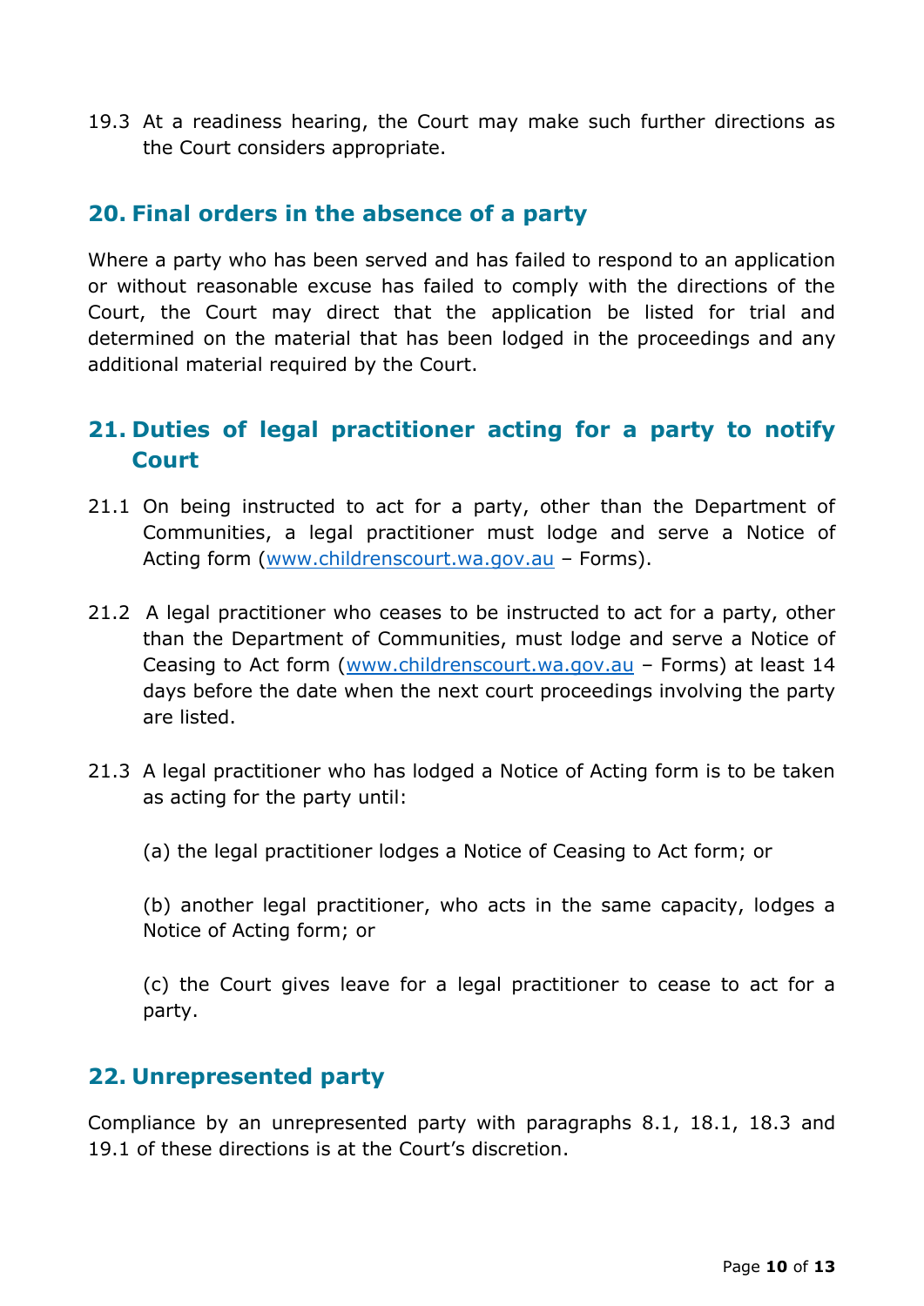19.3 At a readiness hearing, the Court may make such further directions as the Court considers appropriate.

## 20. Final orders in the absence of a party

Where a party who has been served and has failed to respond to an application or without reasonable excuse has failed to comply with the directions of the Court, the Court may direct that the application be listed for trial and determined on the material that has been lodged in the proceedings and any additional material required by the Court.

## 21. Duties of legal practitioner acting for a party to notify Court

21.1 On being instructed to act for a party, other than the Department of Communities, a legal practitioner must lodge and serve a Notice of Acting form (www.childrenscourt.wa.gov.au – Forms).

21.2 A legal practitioner who ceases to be instructed to act for a party, other than the Department of Communities, must lodge and serve a Notice of Ceasing to Act form (www.childrenscourt.wa.gov.au – Forms) at least 14 days before the date when the next court proceedings involving the party are listed.

21.3 A legal practitioner who has lodged a Notice of Acting form is to be taken as acting for the party until:

(a) the legal practitioner lodges a Notice of Ceasing to Act form; or

(b) another legal practitioner, who acts in the same capacity, lodges a Notice of Acting form; or

(c) the Court gives leave for a legal practitioner to cease to act for a party.

## 22. Unrepresented party

Compliance by an unrepresented party with paragraphs 8.1, 18.1, 18.3 and 19.1 of these directions is at the Court's discretion.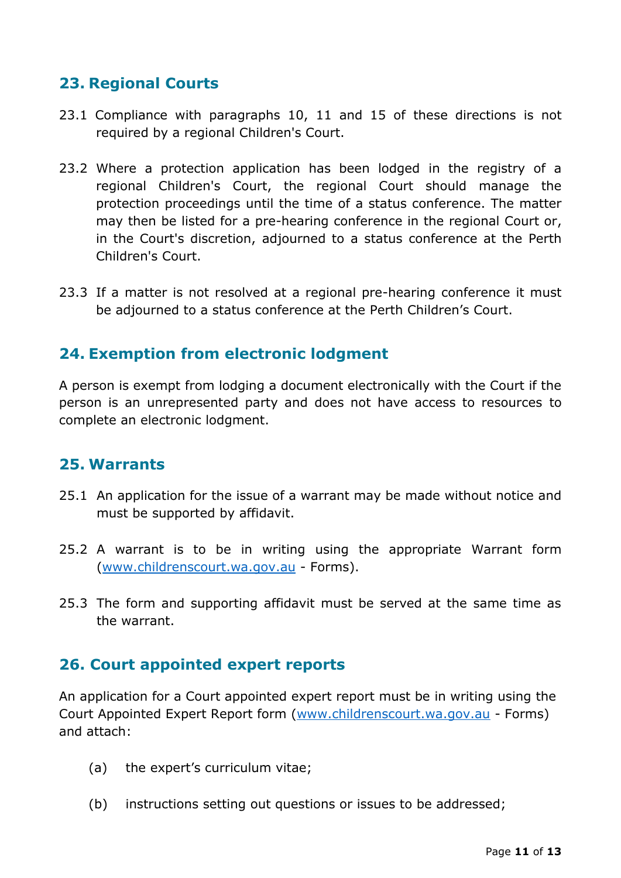## 23. Regional Courts

23.1 Compliance with paragraphs 10, 11 and 15 of these directions is not required by a regional Children's Court.

23.2 Where a protection application has been lodged in the registry of a regional Children's Court, the regional Court should manage the protection proceedings until the time of a status conference. The matter may then be listed for a pre-hearing conference in the regional Court or, in the Court's discretion, adjourned to a status conference at the Perth Children's Court.

23.3 If a matter is not resolved at a regional pre-hearing conference it must be adjourned to a status conference at the Perth Children's Court.

## 24. Exemption from electronic lodgment

A person is exempt from lodging a document electronically with the Court if the person is an unrepresented party and does not have access to resources to complete an electronic lodgment.

## 25. Warrants

25.1 An application for the issue of a warrant may be made without notice and must be supported by affidavit.

25.2 A warrant is to be in writing using the appropriate Warrant form ([www.childrenscourt.wa.gov.au](http://www.childrenscourt.wa.gov.au) - Forms).

25.3 The form and supporting affidavit must be served at the same time as the warrant.

## 26. Court appointed expert reports

An application for a Court appointed expert report must be in writing using the Court Appointed Expert Report form ([www.childrenscourt.wa.gov.au](http://www.childrenscourt.wa.gov.au) - Forms) and attach:

(a) the expert's curriculum vitae;

(b) instructions setting out questions or issues to be addressed;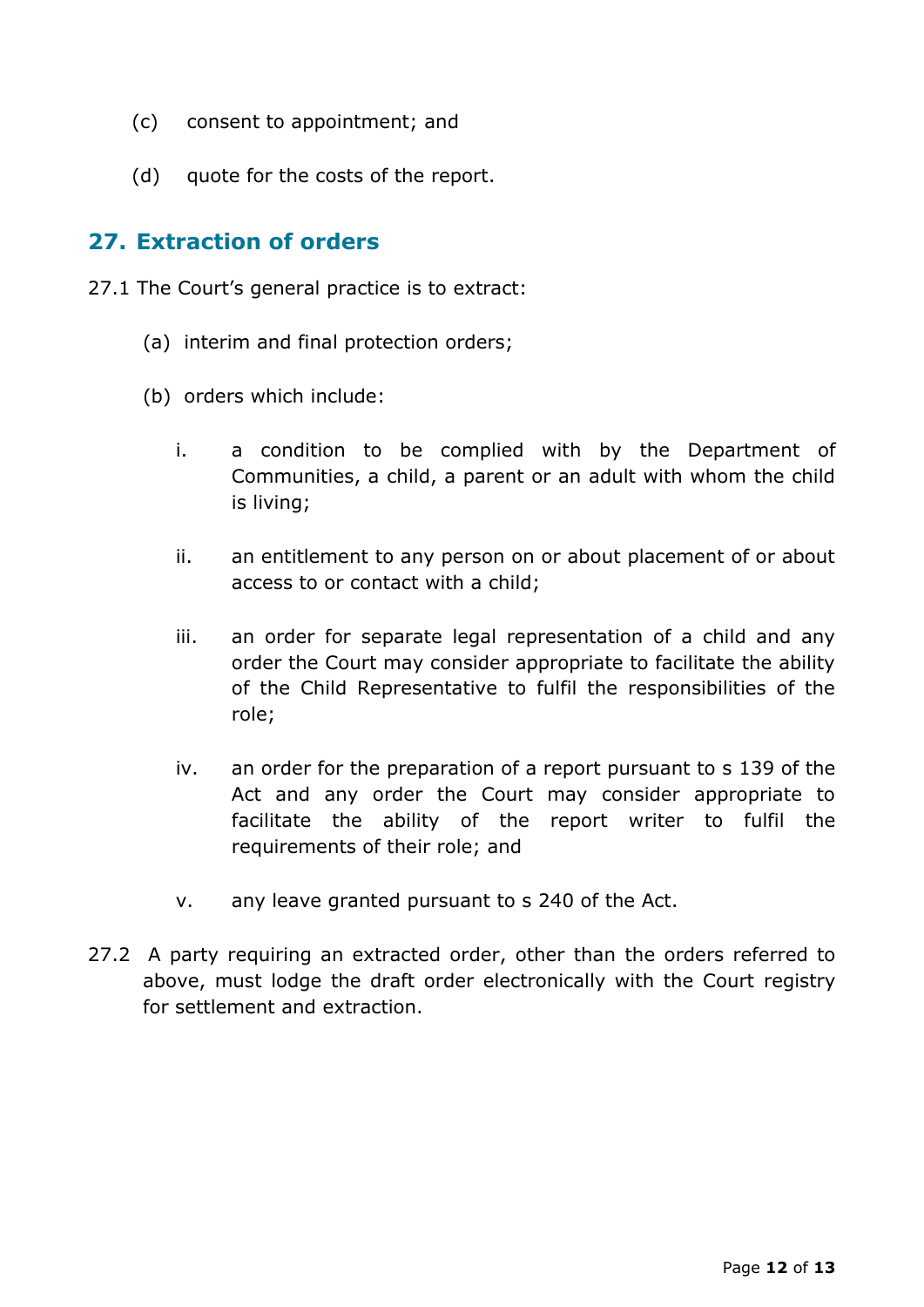(c) consent to appointment; and

(d) quote for the costs of the report.

## 27. Extraction of orders

27.1 The Court's general practice is to extract:

(a) interim and final protection orders;

(b) orders which include:

i. a condition to be complied with by the Department of Communities, a child, a parent or an adult with whom the child is living;

ii. an entitlement to any person on or about placement of or about access to or contact with a child;

iii. an order for separate legal representation of a child and any order the Court may consider appropriate to facilitate the ability of the Child Representative to fulfil the responsibilities of the role;

iv. an order for the preparation of a report pursuant to s 139 of the Act and any order the Court may consider appropriate to facilitate the ability of the report writer to fulfil the requirements of their role; and

v. any leave granted pursuant to s 240 of the Act.

27.2 A party requiring an extracted order, other than the orders referred to above, must lodge the draft order electronically with the Court registry for settlement and extraction.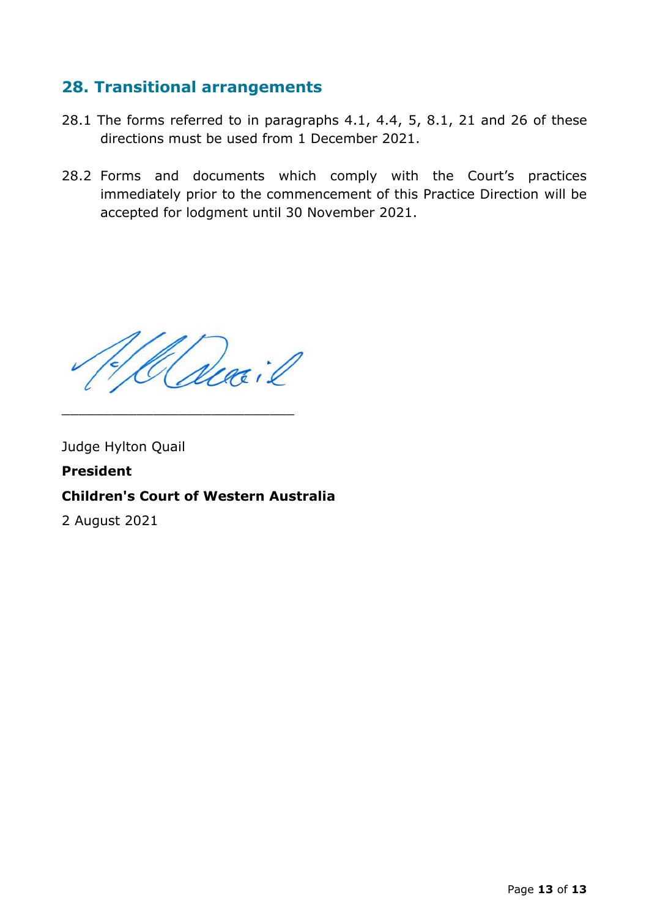## 28. Transitional arrangements

28.1 The forms referred to in paragraphs 4.1, 4.4, 5, 8.1, 21 and 26 of these directions must be used from 1 December 2021.

28.2 Forms and documents which comply with the Court's practices immediately prior to the commencement of this Practice Direction will be accepted for lodgment until 30 November 2021.

\_\_\_\_\_\_\_\_\_\_\_\_\_\_\_\_\_\_\_\_\_\_\_\_\_\_\_\_

Judge Hylton Quail

**President**

**Children's Court of Western Australia**

2 August 2021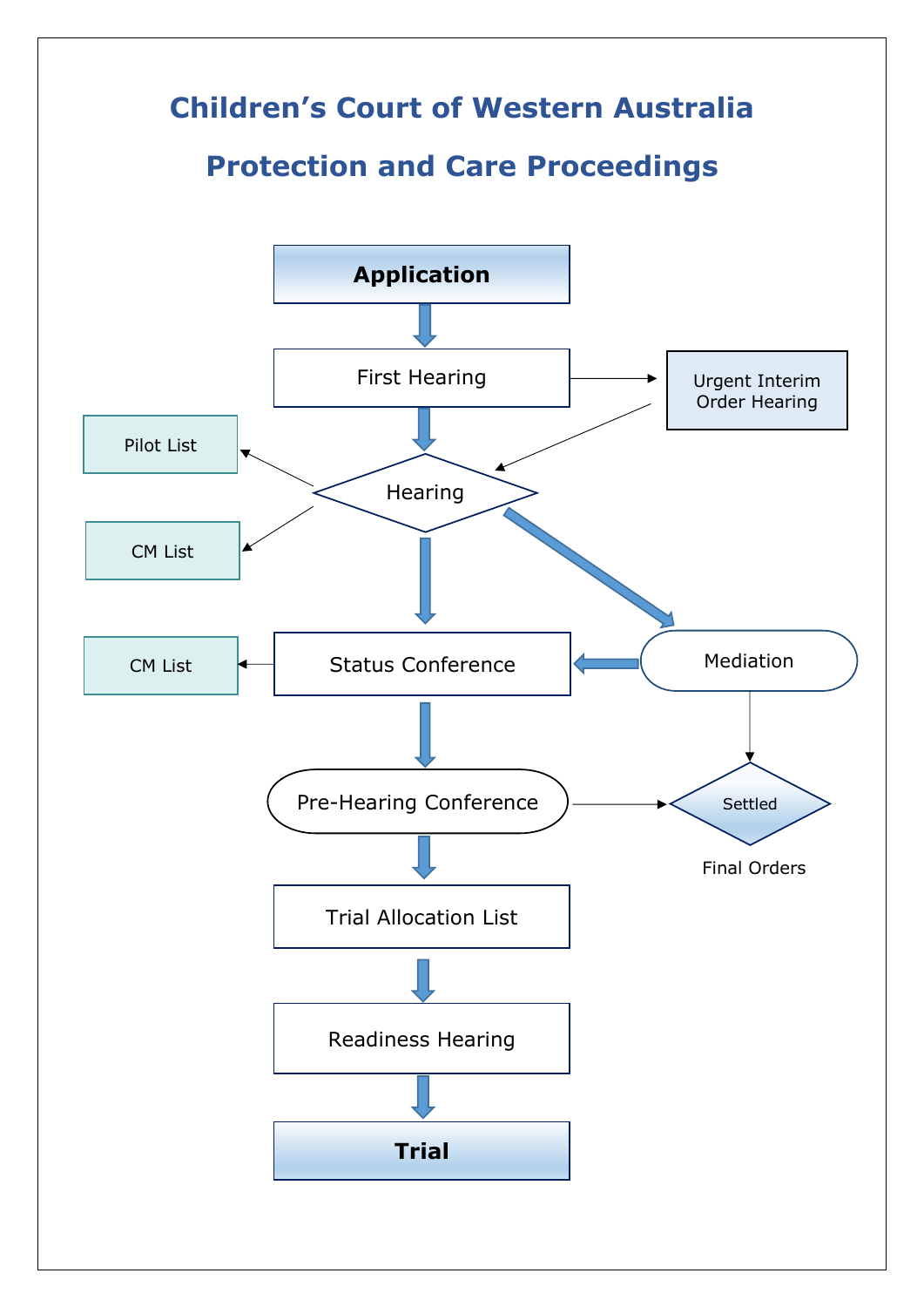# Children's Court of Western Australia

# Protection and Care Proceedings

Application

First Hearing

Urgent Interim Order Hearing

Pilot List

Hearing

CM List

Status Conference

Mediation

CM List

Pre-Hearing Conference

Settled

Final Orders

Trial Allocation List

Readiness Hearing

Trial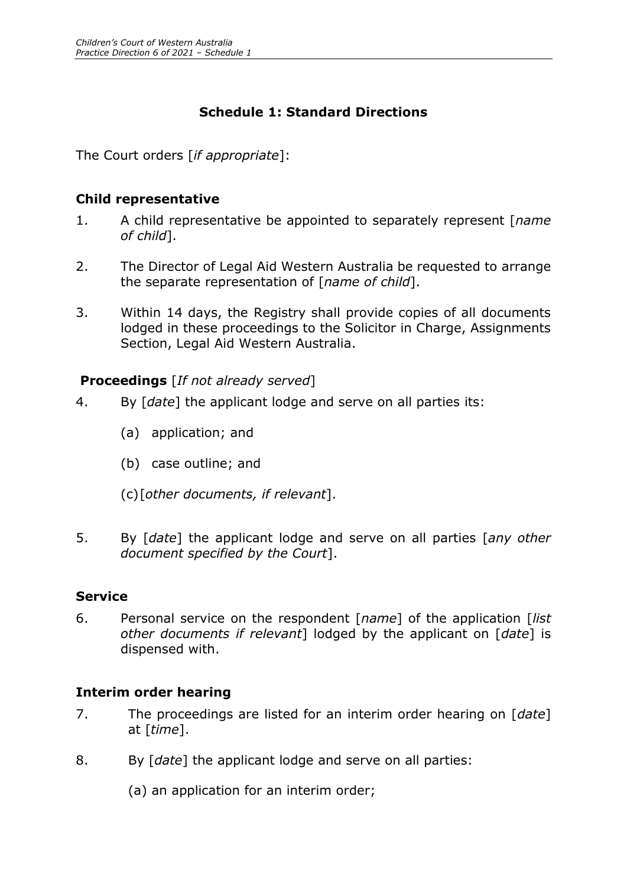## Schedule 1: Standard Directions

The Court orders [*if appropriate*]:

### Child representative

1. A child representative be appointed to separately represent [*name of child*].

2. The Director of Legal Aid Western Australia be requested to arrange the separate representation of [*name of child*].

3. Within 14 days, the Registry shall provide copies of all documents lodged in these proceedings to the Solicitor in Charge, Assignments Section, Legal Aid Western Australia.

### Proceedings [*If not already served*]

4. By [*date*] the applicant lodge and serve on all parties its:

   (a) application; and

   (b) case outline; and

   (c) [*other documents, if relevant*].

5. By [*date*] the applicant lodge and serve on all parties [*any other document specified by the Court*].

### Service

6. Personal service on the respondent [*name*] of the application [*list other documents if relevant*] lodged by the applicant on [*date*] is dispensed with.

### Interim order hearing

7. The proceedings are listed for an interim order hearing on [*date*] at [*time*].

8. By [*date*] the applicant lodge and serve on all parties:

   (a) an application for an interim order;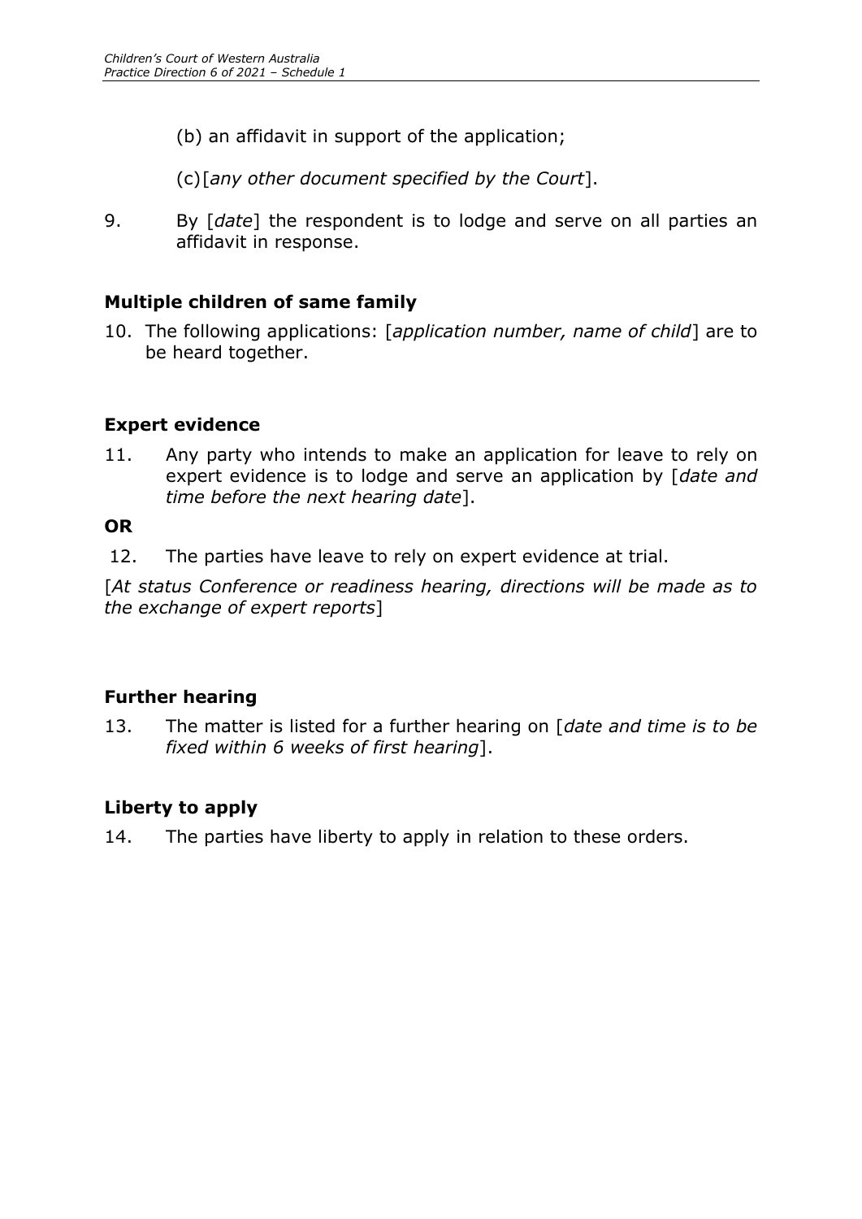(b) an affidavit in support of the application;

(c)[*any other document specified by the Court*].

9. By [*date*] the respondent is to lodge and serve on all parties an affidavit in response.

**Multiple children of same family**

10. The following applications: [*application number, name of child*] are to be heard together.

**Expert evidence**

11. Any party who intends to make an application for leave to rely on expert evidence is to lodge and serve an application by [*date and time before the next hearing date*].

**OR**

12. The parties have leave to rely on expert evidence at trial.

[*At status Conference or readiness hearing, directions will be made as to the exchange of expert reports*]

**Further hearing**

13. The matter is listed for a further hearing on [*date and time is to be fixed within 6 weeks of first hearing*].

**Liberty to apply**

14. The parties have liberty to apply in relation to these orders.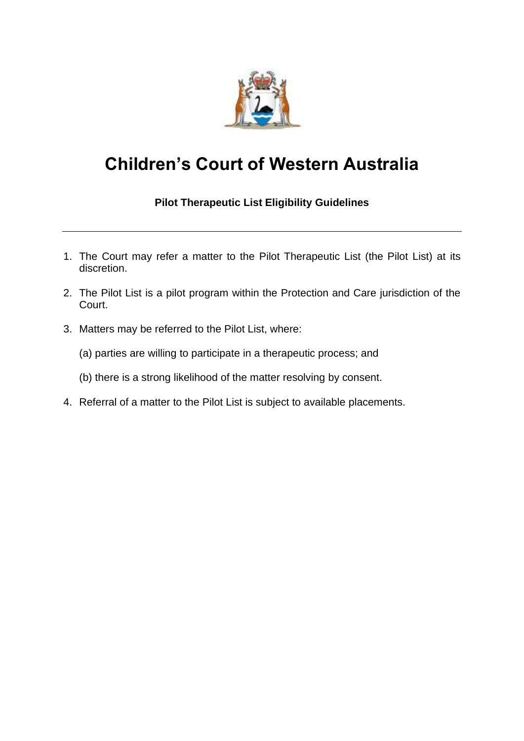# Children's Court of Western Australia

**Pilot Therapeutic List Eligibility Guidelines**

---

1. The Court may refer a matter to the Pilot Therapeutic List (the Pilot List) at its discretion.

2. The Pilot List is a pilot program within the Protection and Care jurisdiction of the Court.

3. Matters may be referred to the Pilot List, where:

   (a) parties are willing to participate in a therapeutic process; and

   (b) there is a strong likelihood of the matter resolving by consent.

4. Referral of a matter to the Pilot List is subject to available placements.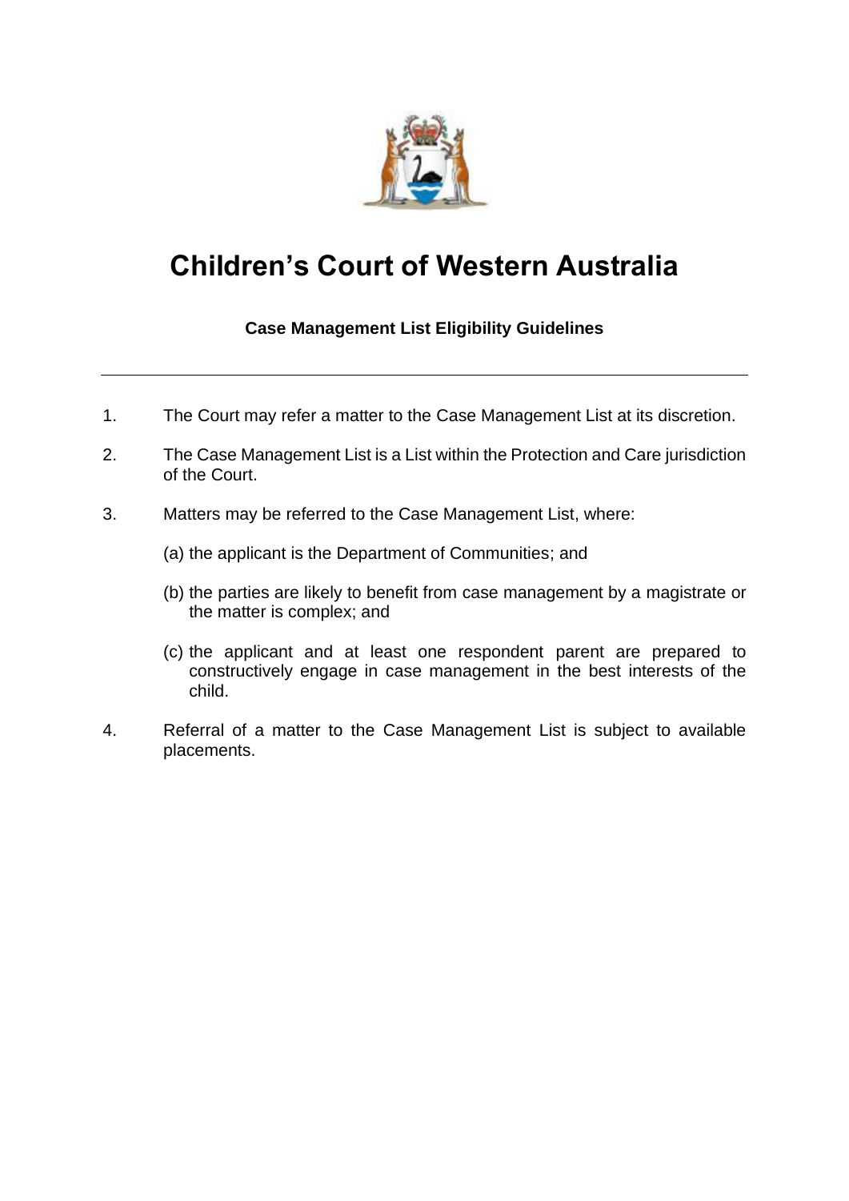# Children's Court of Western Australia

**Case Management List Eligibility Guidelines**

---

1. The Court may refer a matter to the Case Management List at its discretion.

2. The Case Management List is a List within the Protection and Care jurisdiction of the Court.

3. Matters may be referred to the Case Management List, where:

   (a) the applicant is the Department of Communities; and

   (b) the parties are likely to benefit from case management by a magistrate or the matter is complex; and

   (c) the applicant and at least one respondent parent are prepared to constructively engage in case management in the best interests of the child.

4. Referral of a matter to the Case Management List is subject to available placements.